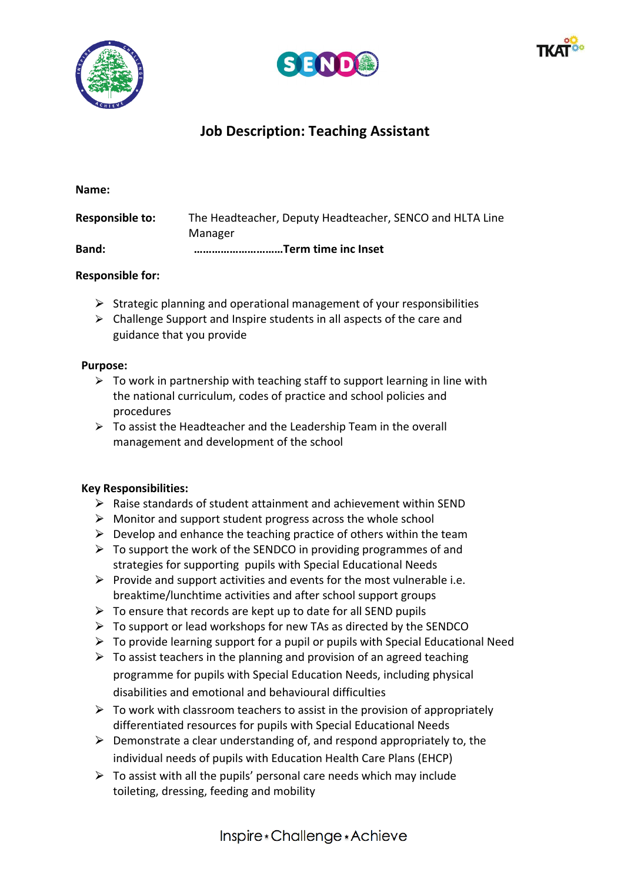# Job Description: Teaching Assistant

**Name:**

**Responsible to:** The Headteacher, Deputy Headteacher, SENCO and HLTA Line Manager

**Band:** ……………………….**Term time inc Inset**

**Responsible for:**

- Strategic planning and operational management of your responsibilities
- Challenge Support and Inspire students in all aspects of the care and guidance that you provide

**Purpose:**

- To work in partnership with teaching staff to support learning in line with the national curriculum, codes of practice and school policies and procedures
- To assist the Headteacher and the Leadership Team in the overall management and development of the school

**Key Responsibilities:**

- Raise standards of student attainment and achievement within SEND
- Monitor and support student progress across the whole school
- Develop and enhance the teaching practice of others within the team
- To support the work of the SENDCO in providing programmes of and strategies for supporting pupils with Special Educational Needs
- Provide and support activities and events for the most vulnerable i.e. breaktime/lunchtime activities and after school support groups
- To ensure that records are kept up to date for all SEND pupils
- To support or lead workshops for new TAs as directed by the SENDCO
- To provide learning support for a pupil or pupils with Special Educational Need
- To assist teachers in the planning and provision of an agreed teaching programme for pupils with Special Education Needs, including physical disabilities and emotional and behavioural difficulties
- To work with classroom teachers to assist in the provision of appropriately differentiated resources for pupils with Special Educational Needs
- Demonstrate a clear understanding of, and respond appropriately to, the individual needs of pupils with Education Health Care Plans (EHCP)
- To assist with all the pupils' personal care needs which may include toileting, dressing, feeding and mobility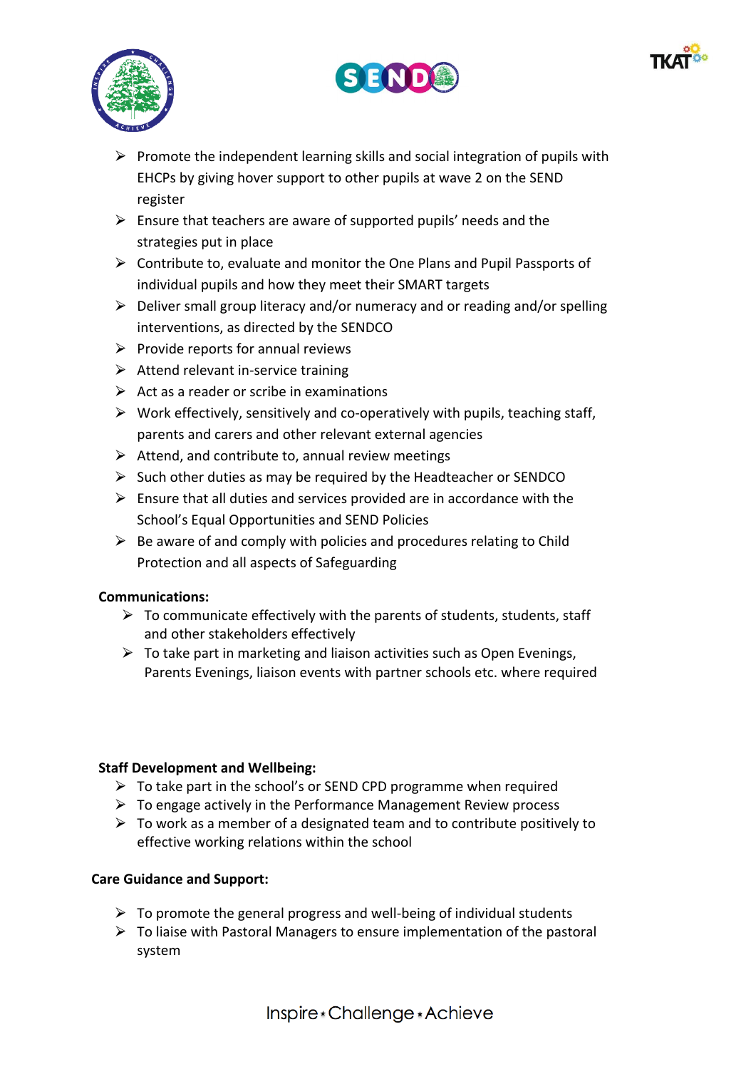- Promote the independent learning skills and social integration of pupils with EHCPs by giving hover support to other pupils at wave 2 on the SEND register
- Ensure that teachers are aware of supported pupils' needs and the strategies put in place
- Contribute to, evaluate and monitor the One Plans and Pupil Passports of individual pupils and how they meet their SMART targets
- Deliver small group literacy and/or numeracy and or reading and/or spelling interventions, as directed by the SENDCO
- Provide reports for annual reviews
- Attend relevant in-service training
- Act as a reader or scribe in examinations
- Work effectively, sensitively and co-operatively with pupils, teaching staff, parents and carers and other relevant external agencies
- Attend, and contribute to, annual review meetings
- Such other duties as may be required by the Headteacher or SENDCO
- Ensure that all duties and services provided are in accordance with the School's Equal Opportunities and SEND Policies
- Be aware of and comply with policies and procedures relating to Child Protection and all aspects of Safeguarding

**Communications:**

- To communicate effectively with the parents of students, students, staff and other stakeholders effectively
- To take part in marketing and liaison activities such as Open Evenings, Parents Evenings, liaison events with partner schools etc. where required

**Staff Development and Wellbeing:**

- To take part in the school's or SEND CPD programme when required
- To engage actively in the Performance Management Review process
- To work as a member of a designated team and to contribute positively to effective working relations within the school

**Care Guidance and Support:**

- To promote the general progress and well-being of individual students
- To liaise with Pastoral Managers to ensure implementation of the pastoral system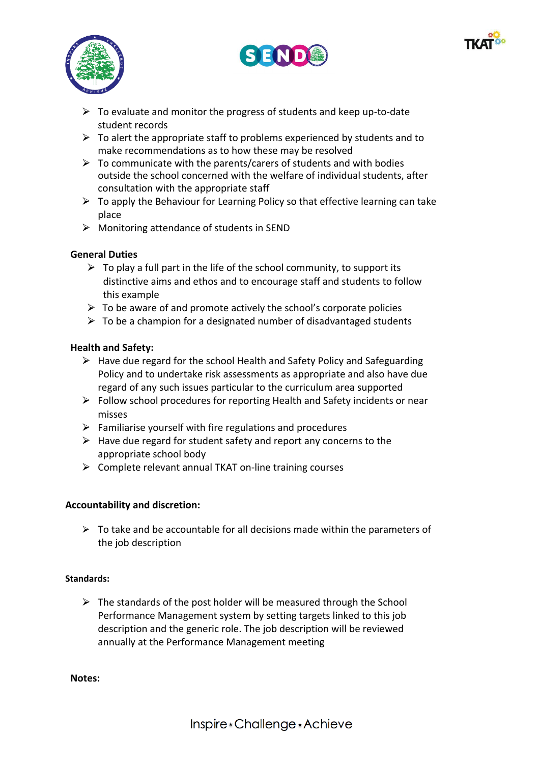- To evaluate and monitor the progress of students and keep up-to-date student records
- To alert the appropriate staff to problems experienced by students and to make recommendations as to how these may be resolved
- To communicate with the parents/carers of students and with bodies outside the school concerned with the welfare of individual students, after consultation with the appropriate staff
- To apply the Behaviour for Learning Policy so that effective learning can take place
- Monitoring attendance of students in SEND

**General Duties**

- To play a full part in the life of the school community, to support its distinctive aims and ethos and to encourage staff and students to follow this example
- To be aware of and promote actively the school's corporate policies
- To be a champion for a designated number of disadvantaged students

**Health and Safety:**

- Have due regard for the school Health and Safety Policy and Safeguarding Policy and to undertake risk assessments as appropriate and also have due regard of any such issues particular to the curriculum area supported
- Follow school procedures for reporting Health and Safety incidents or near misses
- Familiarise yourself with fire regulations and procedures
- Have due regard for student safety and report any concerns to the appropriate school body
- Complete relevant annual TKAT on-line training courses

**Accountability and discretion:**

- To take and be accountable for all decisions made within the parameters of the job description

**Standards:**

- The standards of the post holder will be measured through the School Performance Management system by setting targets linked to this job description and the generic role. The job description will be reviewed annually at the Performance Management meeting

**Notes:**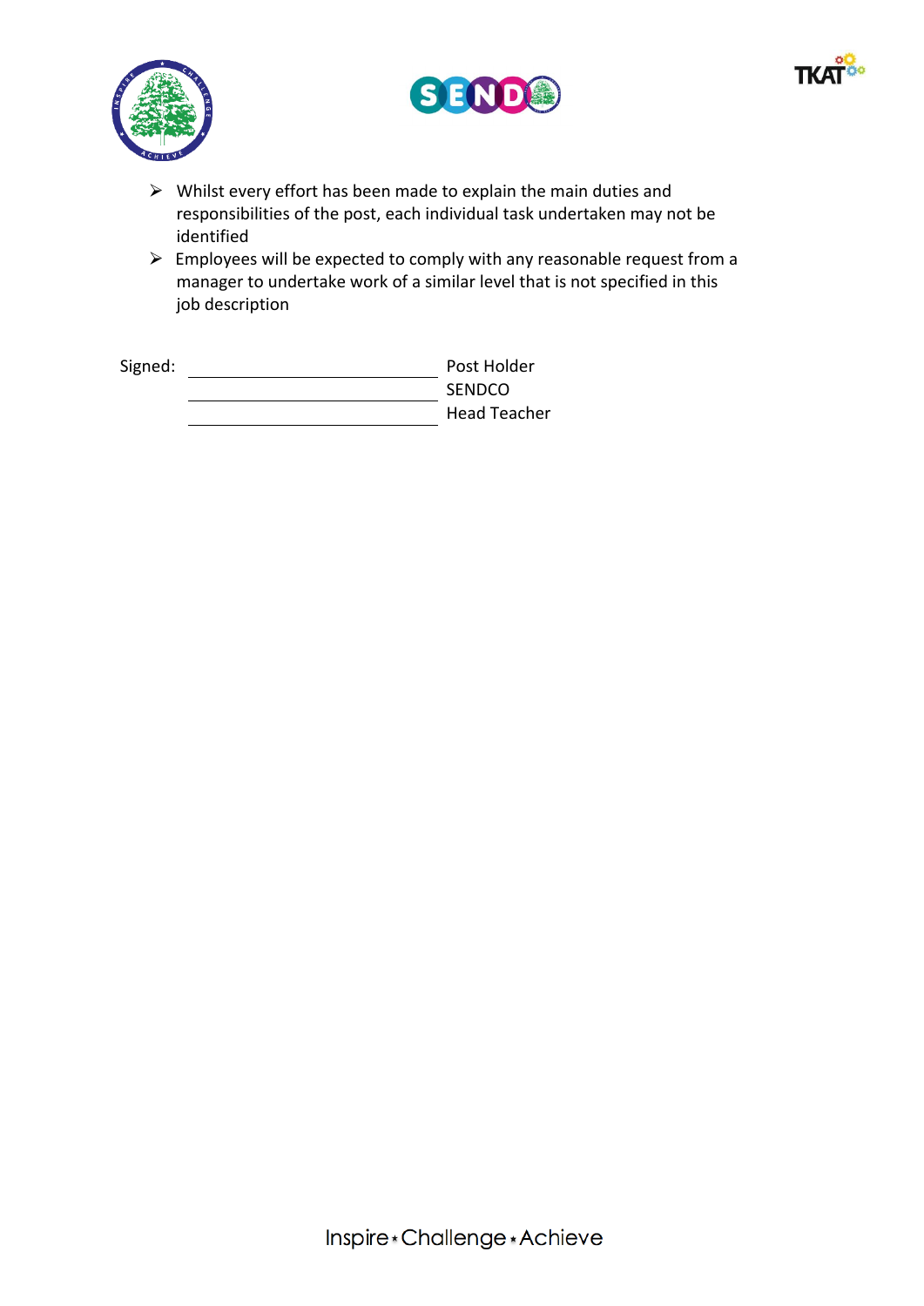- Whilst every effort has been made to explain the main duties and responsibilities of the post, each individual task undertaken may not be identified
- Employees will be expected to comply with any reasonable request from a manager to undertake work of a similar level that is not specified in this job description

Signed: \_\_\_\_\_\_\_\_\_\_\_\_\_\_\_\_\_\_\_\_\_\_\_\_\_\_\_\_ Post Holder

\_\_\_\_\_\_\_\_\_\_\_\_\_\_\_\_\_\_\_\_\_\_\_\_\_\_\_\_ SENDCO

\_\_\_\_\_\_\_\_\_\_\_\_\_\_\_\_\_\_\_\_\_\_\_\_\_\_\_\_ Head Teacher